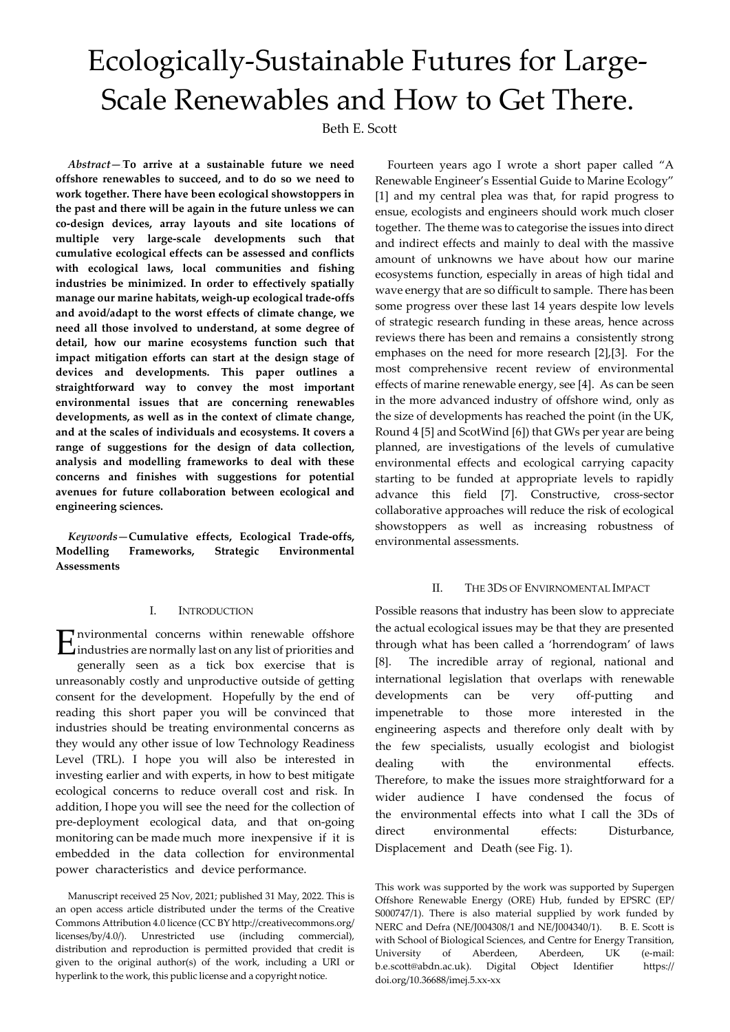# Ecologically-Sustainable Futures for Large-Scale Renewables and How to Get There.

Beth E. Scott

***Abstract*—To arrive at a sustainable future we need offshore renewables to succeed, and to do so we need to work together. There have been ecological showstoppers in the past and there will be again in the future unless we can co-design devices, array layouts and site locations of multiple very large-scale developments such that cumulative ecological effects can be assessed and conflicts with ecological laws, local communities and fishing industries be minimized. In order to effectively spatially manage our marine habitats, weigh-up ecological trade-offs and avoid/adapt to the worst effects of climate change, we need all those involved to understand, at some degree of detail, how our marine ecosystems function such that impact mitigation efforts can start at the design stage of devices and developments. This paper outlines a straightforward way to convey the most important environmental issues that are concerning renewables developments, as well as in the context of climate change, and at the scales of individuals and ecosystems. It covers a range of suggestions for the design of data collection, analysis and modelling frameworks to deal with these concerns and finishes with suggestions for potential avenues for future collaboration between ecological and engineering sciences.**

***Keywords*—Cumulative effects, Ecological Trade-offs, Modelling Frameworks, Strategic Environmental Assessments**

## I. Introduction

Environmental concerns within renewable offshore industries are normally last on any list of priorities and generally seen as a tick box exercise that is unreasonably costly and unproductive outside of getting consent for the development. Hopefully by the end of reading this short paper you will be convinced that industries should be treating environmental concerns as they would any other issue of low Technology Readiness Level (TRL). I hope you will also be interested in investing earlier and with experts, in how to best mitigate ecological concerns to reduce overall cost and risk. In addition, I hope you will see the need for the collection of pre-deployment ecological data, and that on-going monitoring can be made much more inexpensive if it is embedded in the data collection for environmental power characteristics and device performance.

Manuscript received 25 Nov, 2021; published 31 May, 2022. This is an open access article distributed under the terms of the Creative Commons Attribution 4.0 licence (CC BY http://creativecommons.org/licenses/by/4.0/). Unrestricted use (including commercial), distribution and reproduction is permitted provided that credit is given to the original author(s) of the work, including a URI or hyperlink to the work, this public license and a copyright notice.

Fourteen years ago I wrote a short paper called "A Renewable Engineer's Essential Guide to Marine Ecology" [1] and my central plea was that, for rapid progress to ensue, ecologists and engineers should work much closer together. The theme was to categorise the issues into direct and indirect effects and mainly to deal with the massive amount of unknowns we have about how our marine ecosystems function, especially in areas of high tidal and wave energy that are so difficult to sample. There has been some progress over these last 14 years despite low levels of strategic research funding in these areas, hence across reviews there has been and remains a consistently strong emphases on the need for more research [2],[3]. For the most comprehensive recent review of environmental effects of marine renewable energy, see [4]. As can be seen in the more advanced industry of offshore wind, only as the size of developments has reached the point (in the UK, Round 4 [5] and ScotWind [6]) that GWs per year are being planned, are investigations of the levels of cumulative environmental effects and ecological carrying capacity starting to be funded at appropriate levels to rapidly advance this field [7]. Constructive, cross-sector collaborative approaches will reduce the risk of ecological showstoppers as well as increasing robustness of environmental assessments.

## II. The 3Ds of Envirnomental Impact

Possible reasons that industry has been slow to appreciate the actual ecological issues may be that they are presented through what has been called a 'horrendogram' of laws [8]. The incredible array of regional, national and international legislation that overlaps with renewable developments can be very off-putting and impenetrable to those more interested in the engineering aspects and therefore only dealt with by the few specialists, usually ecologist and biologist dealing with the environmental effects. Therefore, to make the issues more straightforward for a wider audience I have condensed the focus of the environmental effects into what I call the 3Ds of direct environmental effects: Disturbance, Displacement and Death (see Fig. 1).

This work was supported by the work was supported by Supergen Offshore Renewable Energy (ORE) Hub, funded by EPSRC (EP/S000747/1). There is also material supplied by work funded by NERC and Defra (NE/J004308/1 and NE/J004340/1). B. E. Scott is with School of Biological Sciences, and Centre for Energy Transition, University of Aberdeen, Aberdeen, UK (e-mail: b.e.scott@abdn.ac.uk). Digital Object Identifier https://doi.org/10.36688/imej.5.xx-xx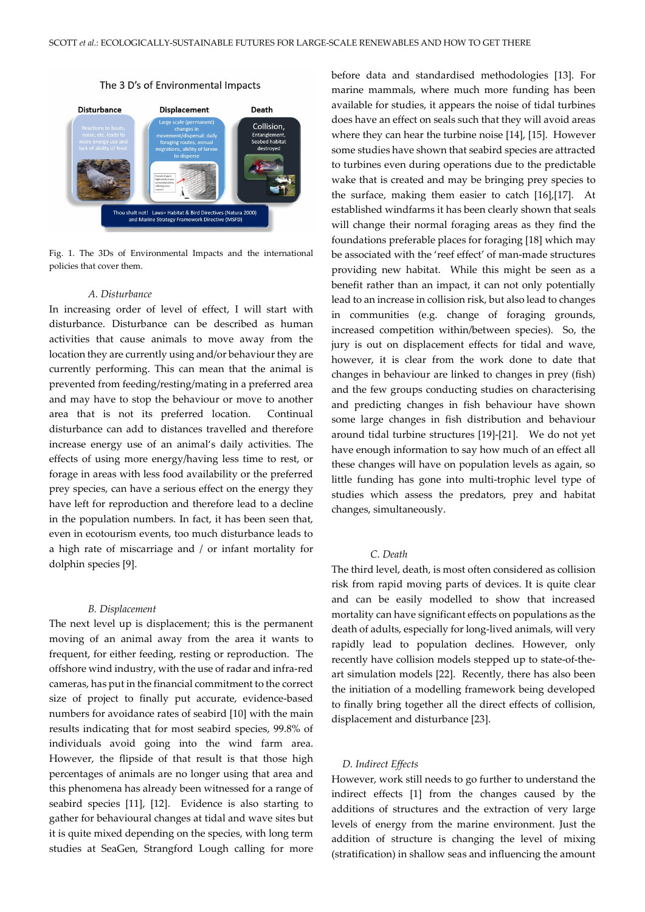Fig. 1. The 3Ds of Environmental Impacts and the international policies that cover them.

### A. Disturbance

In increasing order of level of effect, I will start with disturbance. Disturbance can be described as human activities that cause animals to move away from the location they are currently using and/or behaviour they are currently performing. This can mean that the animal is prevented from feeding/resting/mating in a preferred area and may have to stop the behaviour or move to another area that is not its preferred location. Continual disturbance can add to distances travelled and therefore increase energy use of an animal's daily activities. The effects of using more energy/having less time to rest, or forage in areas with less food availability or the preferred prey species, can have a serious effect on the energy they have left for reproduction and therefore lead to a decline in the population numbers. In fact, it has been seen that, even in ecotourism events, too much disturbance leads to a high rate of miscarriage and / or infant mortality for dolphin species [9].

### B. Displacement

The next level up is displacement; this is the permanent moving of an animal away from the area it wants to frequent, for either feeding, resting or reproduction. The offshore wind industry, with the use of radar and infra-red cameras, has put in the financial commitment to the correct size of project to finally put accurate, evidence-based numbers for avoidance rates of seabird [10] with the main results indicating that for most seabird species, 99.8% of individuals avoid going into the wind farm area. However, the flipside of that result is that those high percentages of animals are no longer using that area and this phenomena has already been witnessed for a range of seabird species [11], [12]. Evidence is also starting to gather for behavioural changes at tidal and wave sites but it is quite mixed depending on the species, with long term studies at SeaGen, Strangford Lough calling for more before data and standardised methodologies [13]. For marine mammals, where much more funding has been available for studies, it appears the noise of tidal turbines does have an effect on seals such that they will avoid areas where they can hear the turbine noise [14], [15]. However some studies have shown that seabird species are attracted to turbines even during operations due to the predictable wake that is created and may be bringing prey species to the surface, making them easier to catch [16],[17]. At established windfarms it has been clearly shown that seals will change their normal foraging areas as they find the foundations preferable places for foraging [18] which may be associated with the 'reef effect' of man-made structures providing new habitat. While this might be seen as a benefit rather than an impact, it can not only potentially lead to an increase in collision risk, but also lead to changes in communities (e.g. change of foraging grounds, increased competition within/between species). So, the jury is out on displacement effects for tidal and wave, however, it is clear from the work done to date that changes in behaviour are linked to changes in prey (fish) and the few groups conducting studies on characterising and predicting changes in fish behaviour have shown some large changes in fish distribution and behaviour around tidal turbine structures [19]-[21]. We do not yet have enough information to say how much of an effect all these changes will have on population levels as again, so little funding has gone into multi-trophic level type of studies which assess the predators, prey and habitat changes, simultaneously.

### C. Death

The third level, death, is most often considered as collision risk from rapid moving parts of devices. It is quite clear and can be easily modelled to show that increased mortality can have significant effects on populations as the death of adults, especially for long-lived animals, will very rapidly lead to population declines. However, only recently have collision models stepped up to state-of-the-art simulation models [22]. Recently, there has also been the initiation of a modelling framework being developed to finally bring together all the direct effects of collision, displacement and disturbance [23].

### D. Indirect Effects

However, work still needs to go further to understand the indirect effects [1] from the changes caused by the additions of structures and the extraction of very large levels of energy from the marine environment. Just the addition of structure is changing the level of mixing (stratification) in shallow seas and influencing the amount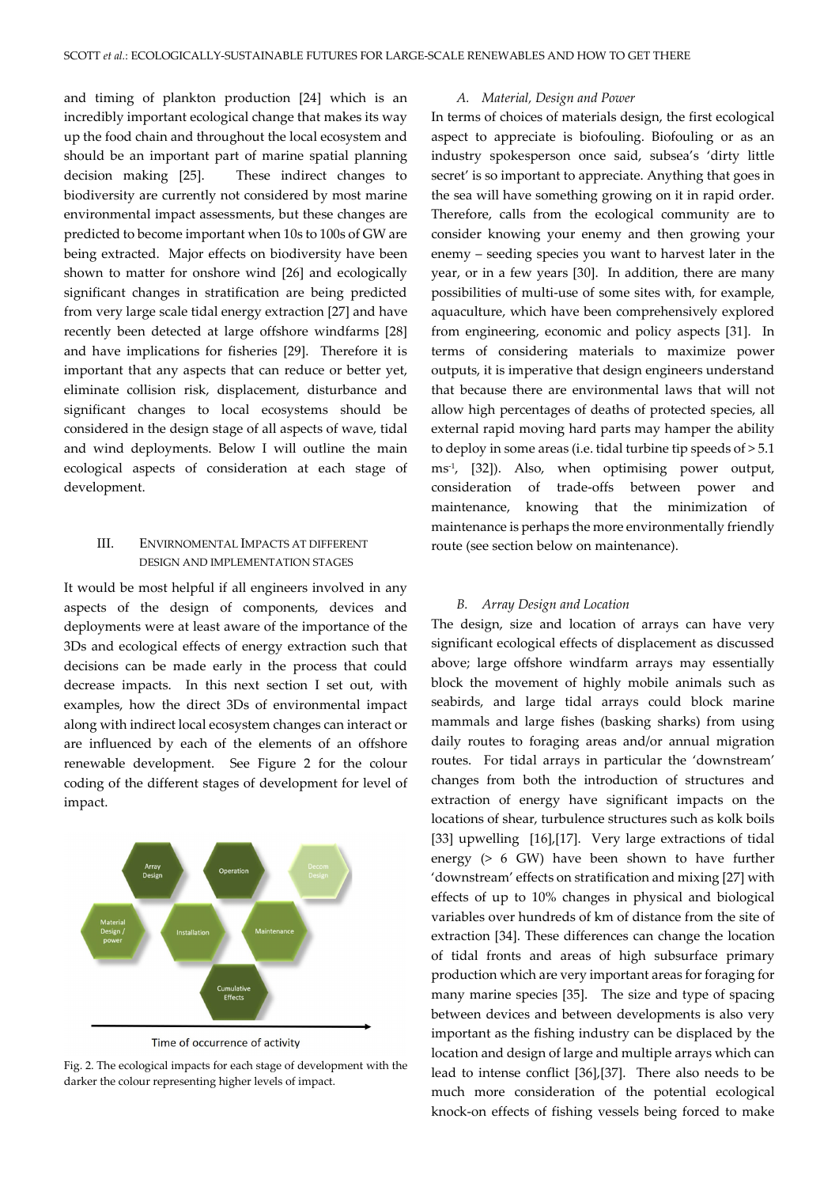and timing of plankton production [24] which is an incredibly important ecological change that makes its way up the food chain and throughout the local ecosystem and should be an important part of marine spatial planning decision making [25]. These indirect changes to biodiversity are currently not considered by most marine environmental impact assessments, but these changes are predicted to become important when 10s to 100s of GW are being extracted. Major effects on biodiversity have been shown to matter for onshore wind [26] and ecologically significant changes in stratification are being predicted from very large scale tidal energy extraction [27] and have recently been detected at large offshore windfarms [28] and have implications for fisheries [29]. Therefore it is important that any aspects that can reduce or better yet, eliminate collision risk, displacement, disturbance and significant changes to local ecosystems should be considered in the design stage of all aspects of wave, tidal and wind deployments. Below I will outline the main ecological aspects of consideration at each stage of development.

## III. ENVIRNOMENTAL IMPACTS AT DIFFERENT DESIGN AND IMPLEMENTATION STAGES

It would be most helpful if all engineers involved in any aspects of the design of components, devices and deployments were at least aware of the importance of the 3Ds and ecological effects of energy extraction such that decisions can be made early in the process that could decrease impacts. In this next section I set out, with examples, how the direct 3Ds of environmental impact along with indirect local ecosystem changes can interact or are influenced by each of the elements of an offshore renewable development. See Figure 2 for the colour coding of the different stages of development for level of impact.

Array Design | Operation | Decom Design | Material Design / power | Installation | Maintenance | Cumulative Effects

Time of occurrence of activity

Fig. 2. The ecological impacts for each stage of development with the darker the colour representing higher levels of impact.

### *A. Material, Design and Power*

In terms of choices of materials design, the first ecological aspect to appreciate is biofouling. Biofouling or as an industry spokesperson once said, subsea's 'dirty little secret' is so important to appreciate. Anything that goes in the sea will have something growing on it in rapid order. Therefore, calls from the ecological community are to consider knowing your enemy and then growing your enemy – seeding species you want to harvest later in the year, or in a few years [30]. In addition, there are many possibilities of multi-use of some sites with, for example, aquaculture, which have been comprehensively explored from engineering, economic and policy aspects [31]. In terms of considering materials to maximize power outputs, it is imperative that design engineers understand that because there are environmental laws that will not allow high percentages of deaths of protected species, all external rapid moving hard parts may hamper the ability to deploy in some areas (i.e. tidal turbine tip speeds of > 5.1 $ms^{-1}$, [32]). Also, when optimising power output, consideration of trade-offs between power and maintenance, knowing that the minimization of maintenance is perhaps the more environmentally friendly route (see section below on maintenance).

### *B. Array Design and Location*

The design, size and location of arrays can have very significant ecological effects of displacement as discussed above; large offshore windfarm arrays may essentially block the movement of highly mobile animals such as seabirds, and large tidal arrays could block marine mammals and large fishes (basking sharks) from using daily routes to foraging areas and/or annual migration routes. For tidal arrays in particular the 'downstream' changes from both the introduction of structures and extraction of energy have significant impacts on the locations of shear, turbulence structures such as kolk boils [33] upwelling [16],[17]. Very large extractions of tidal energy (> 6 GW) have been shown to have further 'downstream' effects on stratification and mixing [27] with effects of up to 10% changes in physical and biological variables over hundreds of km of distance from the site of extraction [34]. These differences can change the location of tidal fronts and areas of high subsurface primary production which are very important areas for foraging for many marine species [35]. The size and type of spacing between devices and between developments is also very important as the fishing industry can be displaced by the location and design of large and multiple arrays which can lead to intense conflict [36],[37]. There also needs to be much more consideration of the potential ecological knock-on effects of fishing vessels being forced to make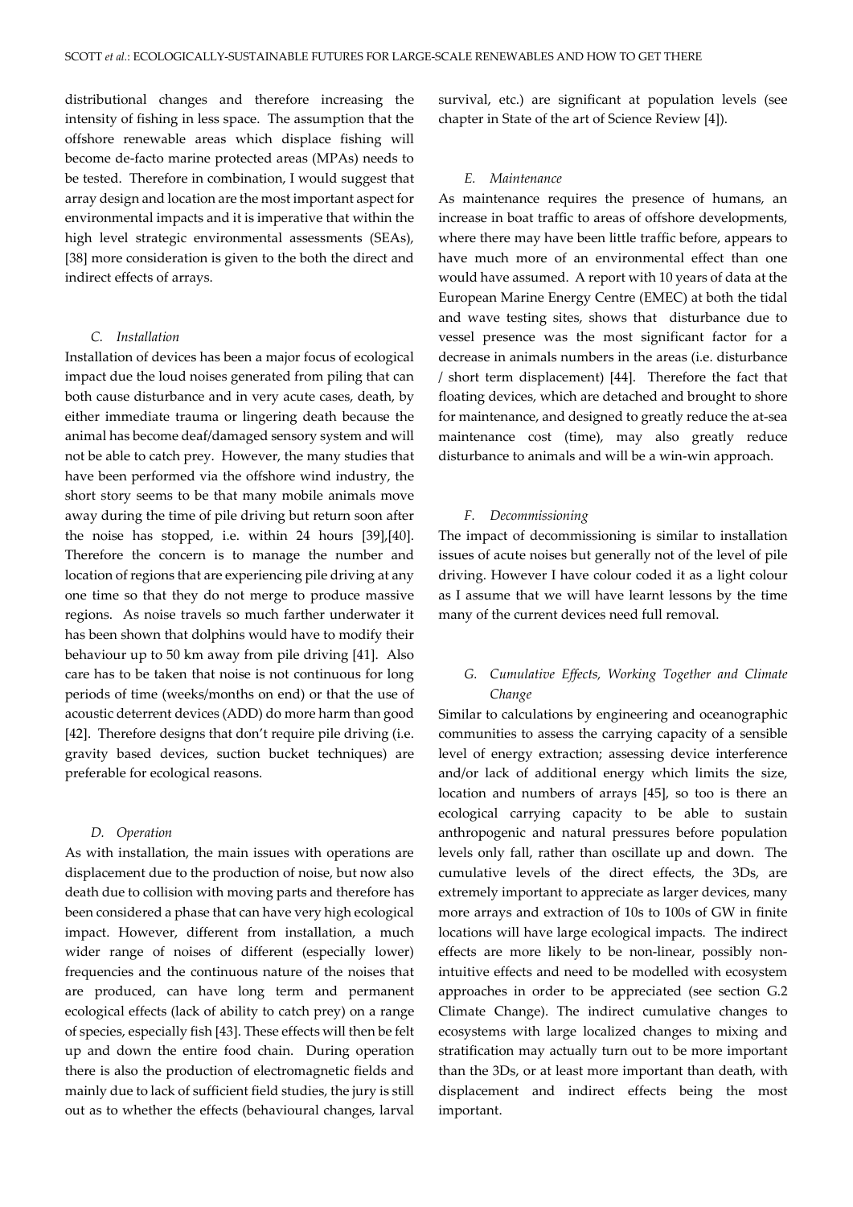distributional changes and therefore increasing the intensity of fishing in less space. The assumption that the offshore renewable areas which displace fishing will become de-facto marine protected areas (MPAs) needs to be tested. Therefore in combination, I would suggest that array design and location are the most important aspect for environmental impacts and it is imperative that within the high level strategic environmental assessments (SEAs), [38] more consideration is given to the both the direct and indirect effects of arrays.

### *C. Installation*

Installation of devices has been a major focus of ecological impact due the loud noises generated from piling that can both cause disturbance and in very acute cases, death, by either immediate trauma or lingering death because the animal has become deaf/damaged sensory system and will not be able to catch prey. However, the many studies that have been performed via the offshore wind industry, the short story seems to be that many mobile animals move away during the time of pile driving but return soon after the noise has stopped, i.e. within 24 hours [39],[40]. Therefore the concern is to manage the number and location of regions that are experiencing pile driving at any one time so that they do not merge to produce massive regions. As noise travels so much farther underwater it has been shown that dolphins would have to modify their behaviour up to 50 km away from pile driving [41]. Also care has to be taken that noise is not continuous for long periods of time (weeks/months on end) or that the use of acoustic deterrent devices (ADD) do more harm than good [42]. Therefore designs that don't require pile driving (i.e. gravity based devices, suction bucket techniques) are preferable for ecological reasons.

### *D. Operation*

As with installation, the main issues with operations are displacement due to the production of noise, but now also death due to collision with moving parts and therefore has been considered a phase that can have very high ecological impact. However, different from installation, a much wider range of noises of different (especially lower) frequencies and the continuous nature of the noises that are produced, can have long term and permanent ecological effects (lack of ability to catch prey) on a range of species, especially fish [43]. These effects will then be felt up and down the entire food chain. During operation there is also the production of electromagnetic fields and mainly due to lack of sufficient field studies, the jury is still out as to whether the effects (behavioural changes, larval survival, etc.) are significant at population levels (see chapter in State of the art of Science Review [4]).

### *E. Maintenance*

As maintenance requires the presence of humans, an increase in boat traffic to areas of offshore developments, where there may have been little traffic before, appears to have much more of an environmental effect than one would have assumed. A report with 10 years of data at the European Marine Energy Centre (EMEC) at both the tidal and wave testing sites, shows that disturbance due to vessel presence was the most significant factor for a decrease in animals numbers in the areas (i.e. disturbance / short term displacement) [44]. Therefore the fact that floating devices, which are detached and brought to shore for maintenance, and designed to greatly reduce the at-sea maintenance cost (time), may also greatly reduce disturbance to animals and will be a win-win approach.

### *F. Decommissioning*

The impact of decommissioning is similar to installation issues of acute noises but generally not of the level of pile driving. However I have colour coded it as a light colour as I assume that we will have learnt lessons by the time many of the current devices need full removal.

### *G. Cumulative Effects, Working Together and Climate Change*

Similar to calculations by engineering and oceanographic communities to assess the carrying capacity of a sensible level of energy extraction; assessing device interference and/or lack of additional energy which limits the size, location and numbers of arrays [45], so too is there an ecological carrying capacity to be able to sustain anthropogenic and natural pressures before population levels only fall, rather than oscillate up and down. The cumulative levels of the direct effects, the 3Ds, are extremely important to appreciate as larger devices, many more arrays and extraction of 10s to 100s of GW in finite locations will have large ecological impacts. The indirect effects are more likely to be non-linear, possibly non-intuitive effects and need to be modelled with ecosystem approaches in order to be appreciated (see section G.2 Climate Change). The indirect cumulative changes to ecosystems with large localized changes to mixing and stratification may actually turn out to be more important than the 3Ds, or at least more important than death, with displacement and indirect effects being the most important.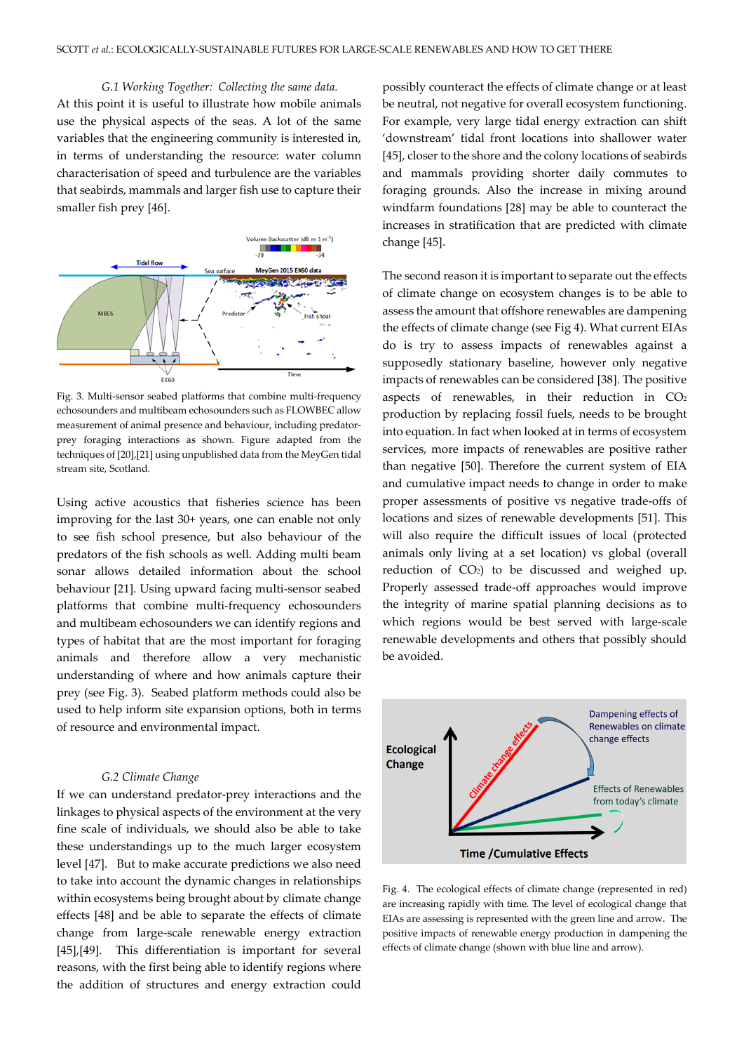*G.1 Working Together: Collecting the same data.*

At this point it is useful to illustrate how mobile animals use the physical aspects of the seas. A lot of the same variables that the engineering community is interested in, in terms of understanding the resource: water column characterisation of speed and turbulence are the variables that seabirds, mammals and larger fish use to capture their smaller fish prey [46].

Fig. 3. Multi-sensor seabed platforms that combine multi-frequency echosounders and multibeam echosounders such as FLOWBEC allow measurement of animal presence and behaviour, including predator-prey foraging interactions as shown. Figure adapted from the techniques of [20],[21] using unpublished data from the MeyGen tidal stream site, Scotland.

Using active acoustics that fisheries science has been improving for the last 30+ years, one can enable not only to see fish school presence, but also behaviour of the predators of the fish schools as well. Adding multi beam sonar allows detailed information about the school behaviour [21]. Using upward facing multi-sensor seabed platforms that combine multi-frequency echosounders and multibeam echosounders we can identify regions and types of habitat that are the most important for foraging animals and therefore allow a very mechanistic understanding of where and how animals capture their prey (see Fig. 3). Seabed platform methods could also be used to help inform site expansion options, both in terms of resource and environmental impact.

*G.2 Climate Change*

If we can understand predator-prey interactions and the linkages to physical aspects of the environment at the very fine scale of individuals, we should also be able to take these understandings up to the much larger ecosystem level [47]. But to make accurate predictions we also need to take into account the dynamic changes in relationships within ecosystems being brought about by climate change effects [48] and be able to separate the effects of climate change from large-scale renewable energy extraction [45],[49]. This differentiation is important for several reasons, with the first being able to identify regions where the addition of structures and energy extraction could possibly counteract the effects of climate change or at least be neutral, not negative for overall ecosystem functioning. For example, very large tidal energy extraction can shift 'downstream' tidal front locations into shallower water [45], closer to the shore and the colony locations of seabirds and mammals providing shorter daily commutes to foraging grounds. Also the increase in mixing around windfarm foundations [28] may be able to counteract the increases in stratification that are predicted with climate change [45].

The second reason it is important to separate out the effects of climate change on ecosystem changes is to be able to assess the amount that offshore renewables are dampening the effects of climate change (see Fig 4). What current EIAs do is try to assess impacts of renewables against a supposedly stationary baseline, however only negative impacts of renewables can be considered [38]. The positive aspects of renewables, in their reduction in $CO_2$ production by replacing fossil fuels, needs to be brought into equation. In fact when looked at in terms of ecosystem services, more impacts of renewables are positive rather than negative [50]. Therefore the current system of EIA and cumulative impact needs to change in order to make proper assessments of positive vs negative trade-offs of locations and sizes of renewable developments [51]. This will also require the difficult issues of local (protected animals only living at a set location) vs global (overall reduction of $CO_2$) to be discussed and weighed up. Properly assessed trade-off approaches would improve the integrity of marine spatial planning decisions as to which regions would be best served with large-scale renewable developments and others that possibly should be avoided.

Fig. 4. The ecological effects of climate change (represented in red) are increasing rapidly with time. The level of ecological change that EIAs are assessing is represented with the green line and arrow. The positive impacts of renewable energy production in dampening the effects of climate change (shown with blue line and arrow).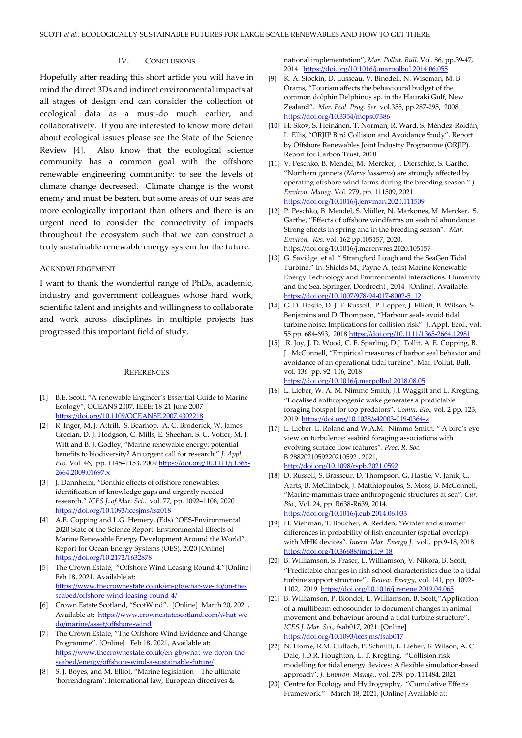## IV. Conclusions

Hopefully after reading this short article you will have in mind the direct 3Ds and indirect environmental impacts at all stages of design and can consider the collection of ecological data as a must-do much earlier, and collaboratively. If you are interested to know more detail about ecological issues please see the State of the Science Review [4]. Also know that the ecological science community has a common goal with the offshore renewable engineering community: to see the levels of climate change decreased. Climate change is the worst enemy and must be beaten, but some areas of our seas are more ecologically important than others and there is an urgent need to consider the connectivity of impacts throughout the ecosystem such that we can construct a truly sustainable renewable energy system for the future.

## Acknowledgement

I want to thank the wonderful range of PhDs, academic, industry and government colleagues whose hard work, scientific talent and insights and willingness to collaborate and work across disciplines in multiple projects has progressed this important field of study.

## References

[1] B.E. Scott, "A renewable Engineer's Essential Guide to Marine Ecology", OCEANS 2007, IEEE: 18-21 June 2007 https://doi.org/10.1109/OCEANSE.2007.4302218

[2] R. Inger, M. J. Attrill, S. Bearhop, A. C. Broderick, W. James Grecian, D. J. Hodgson, C. Mills, E. Sheehan, S. C. Votier, M. J. Witt and B. J. Godley, "Marine renewable energy: potential benefits to biodiversity? An urgent call for research." *J. Appl. Eco.* Vol. 46, pp. 1145–1153, 2009 https://doi.org/10.1111/j.1365-2664.2009.01697.x

[3] J. Dannheim, "Benthic effects of offshore renewables: identification of knowledge gaps and urgently needed research." *ICES J. of Mar. Sci.,* vol. 77, pp. 1092–1108, 2020 https://doi.org/10.1093/icesjms/fsz018

[4] A.E. Copping and L.G. Hemery, (Eds) "OES-Environmental 2020 State of the Science Report: Environmental Effects of Marine Renewable Energy Development Around the World". Report for Ocean Energy Systems (OES), 2020 [Online] https://doi.org/10.2172/1632878

[5] The Crown Estate, "Offshore Wind Leasing Round 4."[Online] Feb 18, 2021. Available at: https://www.thecrownestate.co.uk/en-gb/what-we-do/on-the-seabed/offshore-wind-leasing-round-4/

[6] Crown Estate Scotland, "ScotWind". [Online] March 20, 2021, Available at: https://www.crownestatescotland.com/what-we-do/marine/asset/offshore-wind

[7] The Crown Estate, "The Offshore Wind Evidence and Change Programme". [Online] Feb 18, 2021, Available at: https://www.thecrownestate.co.uk/en-gb/what-we-do/on-the-seabed/energy/offshore-wind-a-sustainable-future/

[8] S. J. Boyes, and M. Elliot, "Marine legislation – The ultimate 'horrendogram': International law, European directives & national implementation", *Mar. Pollut. Bull.* Vol. 86, pp.39-47, 2014. https://doi.org/10.1016/j.marpolbul.2014.06.055

[9] K. A. Stockin, D. Lusseau, V. Binedell, N. Wiseman, M. B. Orams, "Tourism affects the behavioural budget of the common dolphin Delphinus sp. in the Hauraki Gulf, New Zealand". *Mar. Ecol. Prog. Ser.* vol.355, pp.287-295, 2008 https://doi.org/10.3354/meps07386

[10] H. Skov, S. Heinänen, T. Norman, R. Ward, S. Méndez-Roldán, I. Ellis, "ORJIP Bird Collision and Avoidance Study". Report by Offshore Renewables Joint Industry Programme (ORJIP). Report for Carbon Trust, 2018

[11] V. Peschko, B. Mendel, M. Mercker, J. Dierschke, S. Garthe, "Northern gannets (*Morus bassanus*) are strongly affected by operating offshore wind farms during the breeding season." *J. Environ. Maneg*. Vol. 279, pp. 111509, 2021. https://doi.org/10.1016/j.jenvman.2020.111509

[12] P. Peschko, B. Mendel, S. Müller, N. Markones, M. Mercker, S. Garthe, "Effects of offshore windfarms on seabird abundance: Strong effects in spring and in the breeding season". *Mar. Environ. Res.* vol. 162 pp.105157, 2020. https://doi.org/10.1016/j.marenvres.2020.105157

[13] G. Savidge et al. " Strangford Lough and the SeaGen Tidal Turbine." In: Shields M., Payne A. (eds) Marine Renewable Energy Technology and Environmental Interactions. Humanity and the Sea. Springer, Dordrecht , 2014 [Online]. Available: https://doi.org/10.1007/978-94-017-8002-5_12

[14] G. D. Hastie, D. J. F. Russell, P. Lepper, J. Elliott, B. Wilson, S. Benjamins and D. Thompson, "Harbour seals avoid tidal turbine noise: Implications for collision risk" J. Appl. Ecol., vol. 55 pp. 684-693, 2018 https://doi.org/10.1111/1365-2664.12981

[15] R. Joy, J. D. Wood, C. E. Sparling, D.J. Tollit, A. E. Copping, B. J. McConnell, "Empirical measures of harbor seal behavior and avoidance of an operational tidal turbine". Mar. Pollut. Bull. vol. 136 pp. 92–106, 2018 https://doi.org/10.1016/j.marpolbul.2018.08.05

[16] L. Lieber, W. A. M. Nimmo-Smith, J.J. Waggitt and L. Kregting, "Localised anthropogenic wake generates a predictable foraging hotspot for top predators". *Comm. Bio.,* vol. 2 pp. 123, 2019. https://doi.org/10.1038/s42003-019-0364-z

[17] L. Lieber, L. Roland and W.A.M. Nimmo-Smith, " A bird's-eye view on turbulence: seabird foraging associations with evolving surface flow features". *Proc. R. Soc.* B.2882021059220210592 , 2021, http://doi.org/10.1098/rspb.2021.0592

[18] D. Russell, S. Brasseur, D. Thompson, G. Hastie, V. Janik, G. Aarts, B. McClintock, J. Matthiopoulos, S. Moss, B. McConnell, "Marine mammals trace anthropogenic structures at sea". *Cur. Bio.,* Vol. 24, pp. R638-R639, 2014. https://doi.org/10.1016/j.cub.2014.06.033

[19] H. Viehman, T. Boucher, A. Redden, "Winter and summer differences in probability of fish encounter (spatial overlap) with MHK devices". *Intern. Mar. Energy J.* vol., pp.9-18, 2018. https://doi.org/10.36688/imej.1.9-18

[20] B. Williamson, S. Fraser, L. Williamson, V. Nikora, B. Scott, "Predictable changes in fish school characteristics due to a tidal turbine support structure". *Renew. Energy*, vol. 141, pp. 1092-1102, 2019. https://doi.org/10.1016/j.renene.2019.04.065

[21] B. Williamson, P. Blondel, L. Williamson, B. Scott,"Application of a multibeam echosounder to document changes in animal movement and behaviour around a tidal turbine structure". *ICES J. Mar. Sci.,* fsab017, 2021. [Online] https://doi.org/10.1093/icesjms/fsab017

[22] N. Horne, R.M. Culloch, P. Schmitt, L. Lieber, B. Wilson, A. C. Dale, J.D.R. Houghton, L. T. Kregting, "Collision risk modelling for tidal energy devices: A flexible simulation-based approach", *J. Environ. Manag.,* vol. 278, pp. 111484, 2021

[23] Centre for Ecology and Hydrography, "Cumulative Effects Framework." March 18, 2021, [Online] Available at: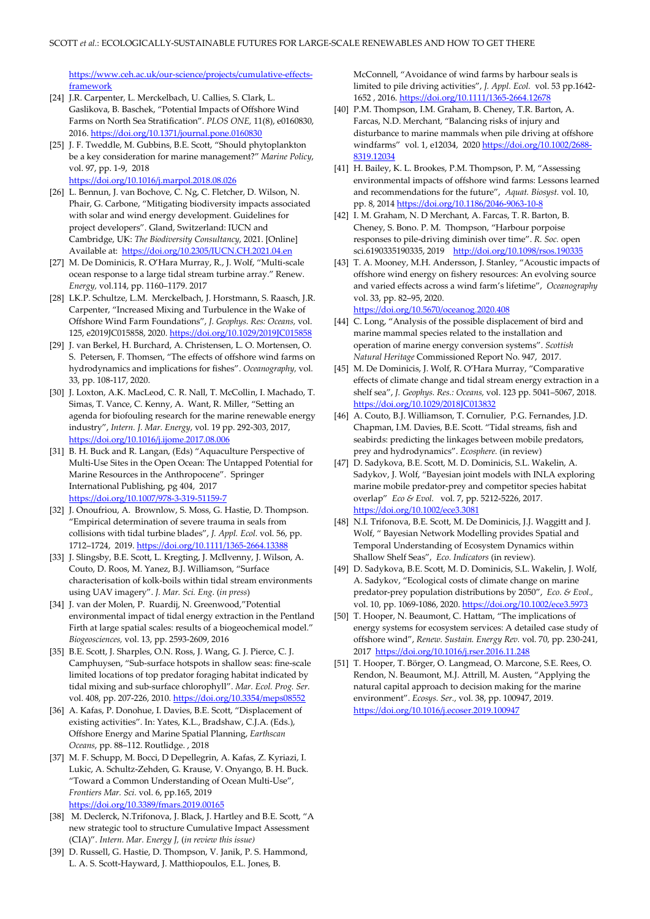https://www.ceh.ac.uk/our-science/projects/cumulative-effects-framework

[24] J.R. Carpenter, L. Merckelbach, U. Callies, S. Clark, L. Gaslikova, B. Baschek, "Potential Impacts of Offshore Wind Farms on North Sea Stratification". *PLOS ONE,* 11(8), e0160830, 2016. https://doi.org/10.1371/journal.pone.0160830

[25] J. F. Tweddle, M. Gubbins, B.E. Scott, "Should phytoplankton be a key consideration for marine management?" *Marine Policy*, vol. 97, pp. 1-9, 2018 https://doi.org/10.1016/j.marpol.2018.08.026

[26] L. Bennun, J. van Bochove, C. Ng, C. Fletcher, D. Wilson, N. Phair, G. Carbone, "Mitigating biodiversity impacts associated with solar and wind energy development. Guidelines for project developers". Gland, Switzerland: IUCN and Cambridge, UK: *The Biodiversity Consultancy*, 2021. [Online] Available at: https://doi.org/10.2305/IUCN.CH.2021.04.en

[27] M. De Dominicis, R. O'Hara Murray, R., J. Wolf, "Multi-scale ocean response to a large tidal stream turbine array." Renew. *Energy,* vol.114, pp. 1160–1179. 2017

[28] LK.P. Schultze, L.M. Merckelbach, J. Horstmann, S. Raasch, J.R. Carpenter, "Increased Mixing and Turbulence in the Wake of Offshore Wind Farm Foundations", *J. Geophys. Res: Oceans,* vol. 125, e2019JC015858, 2020. https://doi.org/10.1029/2019JC015858

[29] J. van Berkel, H. Burchard, A. Christensen, L. O. Mortensen, O. S. Petersen, F. Thomsen, "The effects of offshore wind farms on hydrodynamics and implications for fishes". *Oceanography,* vol. 33, pp. 108-117, 2020.

[30] J. Loxton, A.K. MacLeod, C. R. Nall, T. McCollin, I. Machado, T. Simas, T. Vance, C. Kenny, A. Want, R. Miller, "Setting an agenda for biofouling research for the marine renewable energy industry", *Intern. J. Mar. Energy*, vol. 19 pp. 292-303, 2017, https://doi.org/10.1016/j.ijome.2017.08.006

[31] B. H. Buck and R. Langan, (Eds) "Aquaculture Perspective of Multi-Use Sites in the Open Ocean: The Untapped Potential for Marine Resources in the Anthropocene". Springer International Publishing, pg 404, 2017 https://doi.org/10.1007/978-3-319-51159-7

[32] J. Onoufriou, A. Brownlow, S. Moss, G. Hastie, D. Thompson. "Empirical determination of severe trauma in seals from collisions with tidal turbine blades", *J. Appl. Ecol.* vol. 56, pp. 1712–1724, 2019. https://doi.org/10.1111/1365-2664.13388

[33] J. Slingsby, B.E. Scott, L. Kregting, J. McIlvenny, J. Wilson, A. Couto, D. Roos, M. Yanez, B.J. Williamson, "Surface characterisation of kolk-boils within tidal stream environments using UAV imagery". *J. Mar. Sci. Eng.* (*in press*)

[34] J. van der Molen, P. Ruardij, N. Greenwood,"Potential environmental impact of tidal energy extraction in the Pentland Firth at large spatial scales: results of a biogeochemical model." *Biogeosciences,* vol. 13, pp. 2593-2609, 2016

[35] B.E. Scott, J. Sharples, O.N. Ross, J. Wang, G. J. Pierce, C. J. Camphuysen, "Sub-surface hotspots in shallow seas: fine-scale limited locations of top predator foraging habitat indicated by tidal mixing and sub-surface chlorophyll". *Mar. Ecol. Prog. Ser.* vol. 408, pp. 207-226, 2010. https://doi.org/10.3354/meps08552

[36] A. Kafas, P. Donohue, I. Davies, B.E. Scott, "Displacement of existing activities". In: Yates, K.L., Bradshaw, C.J.A. (Eds.), Offshore Energy and Marine Spatial Planning, *Earthscan Oceans*, pp. 88–112. Routldige. , 2018

[37] M. F. Schupp, M. Bocci, D Depellegrin, A. Kafas, Z. Kyriazi, I. Lukic, A. Schultz-Zehden, G. Krause, V. Onyango, B. H. Buck. "Toward a Common Understanding of Ocean Multi-Use", *Frontiers Mar. Sci.* vol. 6, pp.165, 2019 https://doi.org/10.3389/fmars.2019.00165

[38] M. Declerck, N.Trifonova, J. Black, J. Hartley and B.E. Scott, "A new strategic tool to structure Cumulative Impact Assessment (CIA)". *Intern. J. Mar. Energy J,* (*in review this issue)*

[39] D. Russell, G. Hastie, D. Thompson, V. Janik, P. S. Hammond, L. A. S. Scott-Hayward, J. Matthiopoulos, E.L. Jones, B. McConnell, "Avoidance of wind farms by harbour seals is limited to pile driving activities", *J. Appl. Ecol.* vol. 53 pp.1642-1652 , 2016. https://doi.org/10.1111/1365-2664.12678

[40] P.M. Thompson, I.M. Graham, B. Cheney, T.R. Barton, A. Farcas, N.D. Merchant, "Balancing risks of injury and disturbance to marine mammals when pile driving at offshore windfarms" vol. 1, e12034, 2020 https://doi.org/10.1002/2688-8319.12034

[41] H. Bailey, K. L. Brookes, P.M. Thompson, P. M, "Assessing environmental impacts of offshore wind farms: Lessons learned and recommendations for the future", *Aquat. Biosyst.* vol. 10, pp. 8, 2014 https://doi.org/10.1186/2046-9063-10-8

[42] I. M. Graham, N. D Merchant, A. Farcas, T. R. Barton, B. Cheney, S. Bono. P. M. Thompson, "Harbour porpoise responses to pile-driving diminish over time". *R. Soc.* open sci.6190335190335, 2019 http://doi.org/10.1098/rsos.190335

[43] T. A. Mooney, M.H. Andersson, J. Stanley, "Acoustic impacts of offshore wind energy on fishery resources: An evolving source and varied effects across a wind farm's lifetime", *Oceanography* vol. 33, pp. 82–95, 2020. https://doi.org/10.5670/oceanog.2020.408

[44] C. Long, "Analysis of the possible displacement of bird and marine mammal species related to the installation and operation of marine energy conversion systems". *Scottish Natural Heritage* Commissioned Report No. 947, 2017.

[45] M. De Dominicis, J. Wolf, R. O'Hara Murray, "Comparative effects of climate change and tidal stream energy extraction in a shelf sea", *J. Geophys. Res.: Oceans*, vol. 123 pp. 5041–5067, 2018. https://doi.org/10.1029/2018JC013832

[46] A. Couto, B.J. Williamson, T. Cornulier, P.G. Fernandes, J.D. Chapman, I.M. Davies, B.E. Scott. "Tidal streams, fish and seabirds: predicting the linkages between mobile predators, prey and hydrodynamics". *Ecosphere.* (in review)

[47] D. Sadykova, B.E. Scott, M. D. Dominicis, S.L. Wakelin, A. Sadykov, J. Wolf, "Bayesian joint models with INLA exploring marine mobile predator-prey and competitor species habitat overlap" *Eco & Evol.* vol. 7, pp. 5212-5226, 2017. https://doi.org/10.1002/ece3.3081

[48] N.I. Trifonova, B.E. Scott, M. De Dominicis, J.J. Waggitt and J. Wolf, " Bayesian Network Modelling provides Spatial and Temporal Understanding of Ecosystem Dynamics within Shallow Shelf Seas", *Eco. Indicators* (in review).

[49] D. Sadykova, B.E. Scott, M. D. Dominicis, S.L. Wakelin, J. Wolf, A. Sadykov, "Ecological costs of climate change on marine predator-prey population distributions by 2050", *Eco. & Evol.,* vol. 10, pp. 1069-1086, 2020. https://doi.org/10.1002/ece3.5973

[50] T. Hooper, N. Beaumont, C. Hattam, "The implications of energy systems for ecosystem services: A detailed case study of offshore wind", *Renew. Sustain. Energy Rev.* vol. 70, pp. 230-241, 2017 https://doi.org/10.1016/j.rser.2016.11.248

[51] T. Hooper, T. Börger, O. Langmead, O. Marcone, S.E. Rees, O. Rendon, N. Beaumont, M.J. Attrill, M. Austen, "Applying the natural capital approach to decision making for the marine environment". *Ecosys. Ser.,* vol. 38, pp. 100947, 2019. https://doi.org/10.1016/j.ecoser.2019.100947